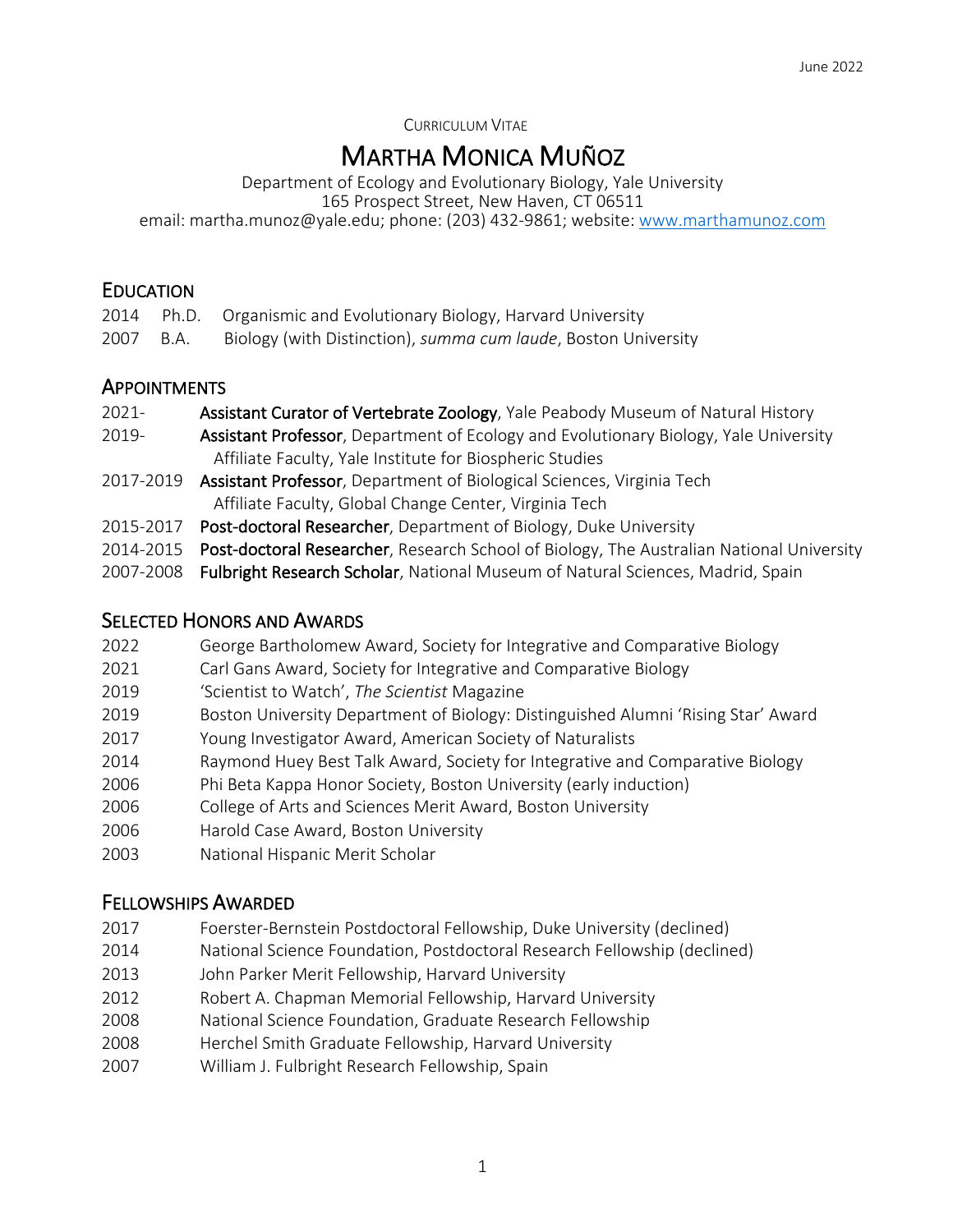June 2022

CURRICULUM VITAE

# MARTHA MONICA MUÑOZ

Department of Ecology and Evolutionary Biology, Yale University
165 Prospect Street, New Haven, CT 06511
email: martha.munoz@yale.edu; phone: (203) 432-9861; website: [www.marthamunoz.com](www.marthamunoz.com)

## EDUCATION

2014 Ph.D. Organismic and Evolutionary Biology, Harvard University
2007 B.A. Biology (with Distinction), *summa cum laude*, Boston University

## APPOINTMENTS

2021- **Assistant Curator of Vertebrate Zoology**, Yale Peabody Museum of Natural History
2019- **Assistant Professor**, Department of Ecology and Evolutionary Biology, Yale University
  Affiliate Faculty, Yale Institute for Biospheric Studies
2017-2019 **Assistant Professor**, Department of Biological Sciences, Virginia Tech
  Affiliate Faculty, Global Change Center, Virginia Tech
2015-2017 **Post-doctoral Researcher**, Department of Biology, Duke University
2014-2015 **Post-doctoral Researcher**, Research School of Biology, The Australian National University
2007-2008 **Fulbright Research Scholar**, National Museum of Natural Sciences, Madrid, Spain

## SELECTED HONORS AND AWARDS

2022 George Bartholomew Award, Society for Integrative and Comparative Biology
2021 Carl Gans Award, Society for Integrative and Comparative Biology
2019 'Scientist to Watch', *The Scientist* Magazine
2019 Boston University Department of Biology: Distinguished Alumni 'Rising Star' Award
2017 Young Investigator Award, American Society of Naturalists
2014 Raymond Huey Best Talk Award, Society for Integrative and Comparative Biology
2006 Phi Beta Kappa Honor Society, Boston University (early induction)
2006 College of Arts and Sciences Merit Award, Boston University
2006 Harold Case Award, Boston University
2003 National Hispanic Merit Scholar

## FELLOWSHIPS AWARDED

2017 Foerster-Bernstein Postdoctoral Fellowship, Duke University (declined)
2014 National Science Foundation, Postdoctoral Research Fellowship (declined)
2013 John Parker Merit Fellowship, Harvard University
2012 Robert A. Chapman Memorial Fellowship, Harvard University
2008 National Science Foundation, Graduate Research Fellowship
2008 Herchel Smith Graduate Fellowship, Harvard University
2007 William J. Fulbright Research Fellowship, Spain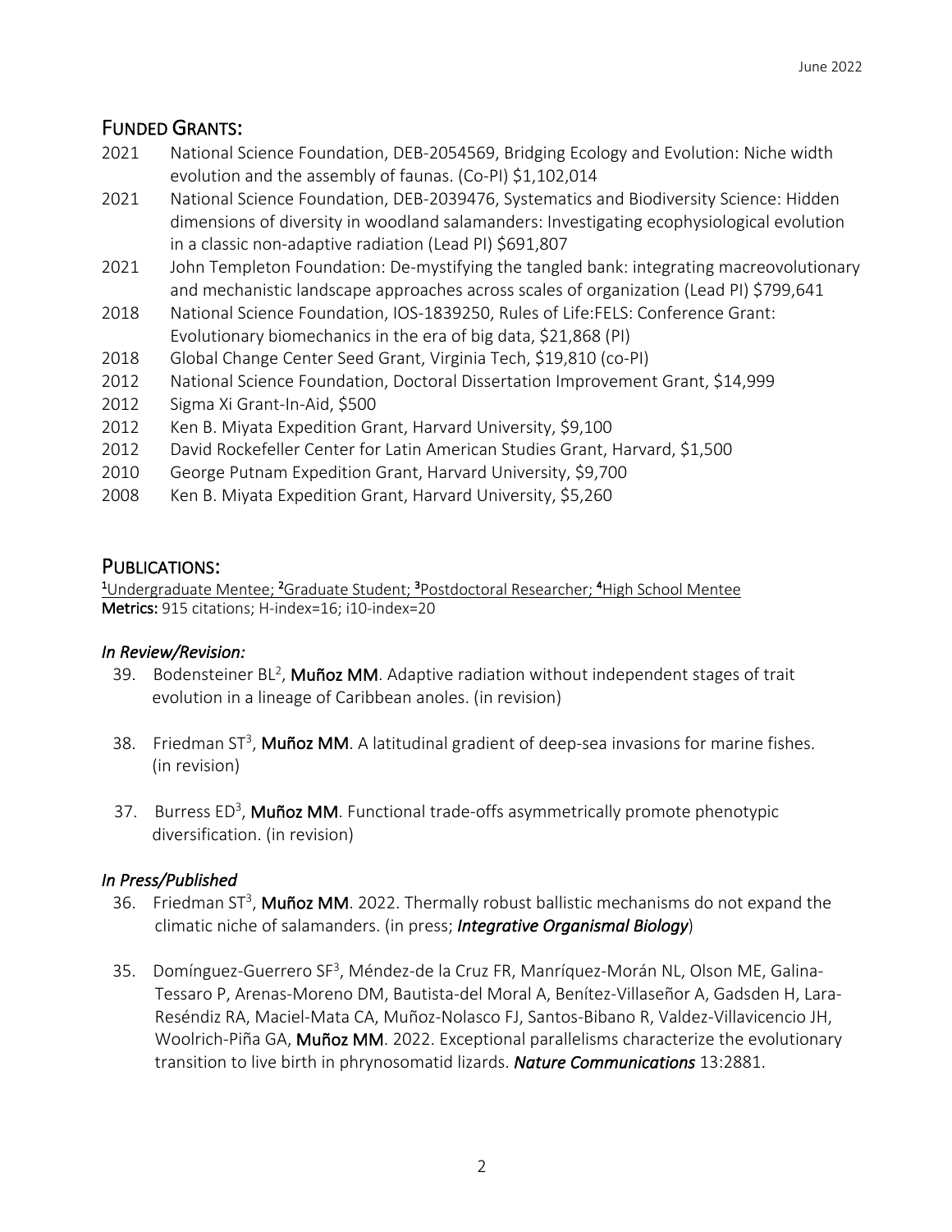## Funded Grants:

2021 National Science Foundation, DEB-2054569, Bridging Ecology and Evolution: Niche width evolution and the assembly of faunas. (Co-PI) $1,102,014

2021 National Science Foundation, DEB-2039476, Systematics and Biodiversity Science: Hidden dimensions of diversity in woodland salamanders: Investigating ecophysiological evolution in a classic non-adaptive radiation (Lead PI) $691,807

2021 John Templeton Foundation: De-mystifying the tangled bank: integrating macreovolutionary and mechanistic landscape approaches across scales of organization (Lead PI) $799,641

2018 National Science Foundation, IOS-1839250, Rules of Life:FELS: Conference Grant: Evolutionary biomechanics in the era of big data, $21,868 (PI)

2018 Global Change Center Seed Grant, Virginia Tech, $19,810 (co-PI)

2012 National Science Foundation, Doctoral Dissertation Improvement Grant, $14,999

2012 Sigma Xi Grant-In-Aid, $500

2012 Ken B. Miyata Expedition Grant, Harvard University, $9,100

2012 David Rockefeller Center for Latin American Studies Grant, Harvard, $1,500

2010 George Putnam Expedition Grant, Harvard University, $9,700

2008 Ken B. Miyata Expedition Grant, Harvard University, $5,260

## Publications:

[1]Undergraduate Mentee; [2]Graduate Student; [3]Postdoctoral Researcher; [4]High School Mentee

**Metrics:** 915 citations; H-index=16; i10-index=20

### *In Review/Revision:*

39. Bodensteiner BL[2], **Muñoz MM**. Adaptive radiation without independent stages of trait evolution in a lineage of Caribbean anoles. (in revision)

38. Friedman ST[3], **Muñoz MM**. A latitudinal gradient of deep-sea invasions for marine fishes. (in revision)

37. Burress ED[3], **Muñoz MM**. Functional trade-offs asymmetrically promote phenotypic diversification. (in revision)

### *In Press/Published*

36. Friedman ST[3], **Muñoz MM**. 2022. Thermally robust ballistic mechanisms do not expand the climatic niche of salamanders. (in press; ***Integrative Organismal Biology***)

35. Domínguez-Guerrero SF[3], Méndez-de la Cruz FR, Manríquez-Morán NL, Olson ME, Galina-Tessaro P, Arenas-Moreno DM, Bautista-del Moral A, Benítez-Villaseñor A, Gadsden H, Lara-Reséndiz RA, Maciel-Mata CA, Muñoz-Nolasco FJ, Santos-Bibano R, Valdez-Villavicencio JH, Woolrich-Piña GA, **Muñoz MM**. 2022. Exceptional parallelisms characterize the evolutionary transition to live birth in phrynosomatid lizards. ***Nature Communications*** 13:2881.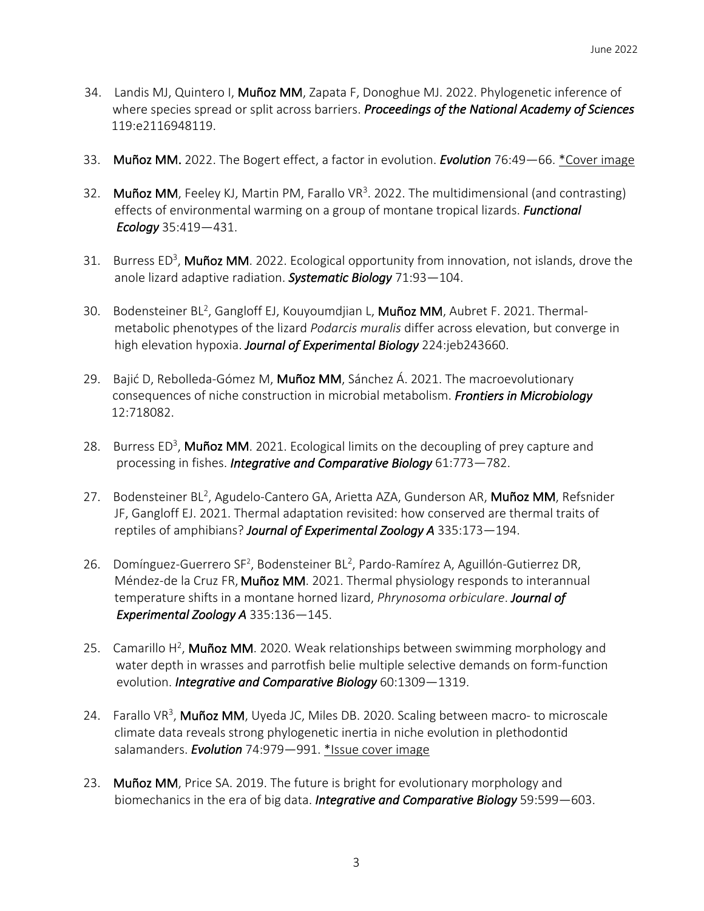34. Landis MJ, Quintero I, **Muñoz MM**, Zapata F, Donoghue MJ. 2022. Phylogenetic inference of where species spread or split across barriers. ***Proceedings of the National Academy of Sciences*** 119:e2116948119.

33. **Muñoz MM.** 2022. The Bogert effect, a factor in evolution. ***Evolution*** 76:49—66. \*Cover image

32. **Muñoz MM**, Feeley KJ, Martin PM, Farallo VR[3]. 2022. The multidimensional (and contrasting) effects of environmental warming on a group of montane tropical lizards. ***Functional Ecology*** 35:419—431.

31. Burress ED[3], **Muñoz MM**. 2022. Ecological opportunity from innovation, not islands, drove the anole lizard adaptive radiation. ***Systematic Biology*** 71:93—104.

30. Bodensteiner BL[2], Gangloff EJ, Kouyoumdjian L, **Muñoz MM**, Aubret F. 2021. Thermal-metabolic phenotypes of the lizard *Podarcis muralis* differ across elevation, but converge in high elevation hypoxia. ***Journal of Experimental Biology*** 224:jeb243660.

29. Bajić D, Rebolleda-Gómez M, **Muñoz MM**, Sánchez Á. 2021. The macroevolutionary consequences of niche construction in microbial metabolism. ***Frontiers in Microbiology*** 12:718082.

28. Burress ED[3], **Muñoz MM**. 2021. Ecological limits on the decoupling of prey capture and processing in fishes. ***Integrative and Comparative Biology*** 61:773—782.

27. Bodensteiner BL[2], Agudelo-Cantero GA, Arietta AZA, Gunderson AR, **Muñoz MM**, Refsnider JF, Gangloff EJ. 2021. Thermal adaptation revisited: how conserved are thermal traits of reptiles of amphibians? ***Journal of Experimental Zoology A*** 335:173—194.

26. Domínguez-Guerrero SF[2], Bodensteiner BL[2], Pardo-Ramírez A, Aguillón-Gutierrez DR, Méndez-de la Cruz FR, **Muñoz MM**. 2021. Thermal physiology responds to interannual temperature shifts in a montane horned lizard, *Phrynosoma orbiculare*. ***Journal of Experimental Zoology A*** 335:136—145.

25. Camarillo H[2], **Muñoz MM**. 2020. Weak relationships between swimming morphology and water depth in wrasses and parrotfish belie multiple selective demands on form-function evolution. ***Integrative and Comparative Biology*** 60:1309—1319.

24. Farallo VR[3], **Muñoz MM**, Uyeda JC, Miles DB. 2020. Scaling between macro- to microscale climate data reveals strong phylogenetic inertia in niche evolution in plethodontid salamanders. ***Evolution*** 74:979—991. \*Issue cover image

23. **Muñoz MM**, Price SA. 2019. The future is bright for evolutionary morphology and biomechanics in the era of big data. ***Integrative and Comparative Biology*** 59:599—603.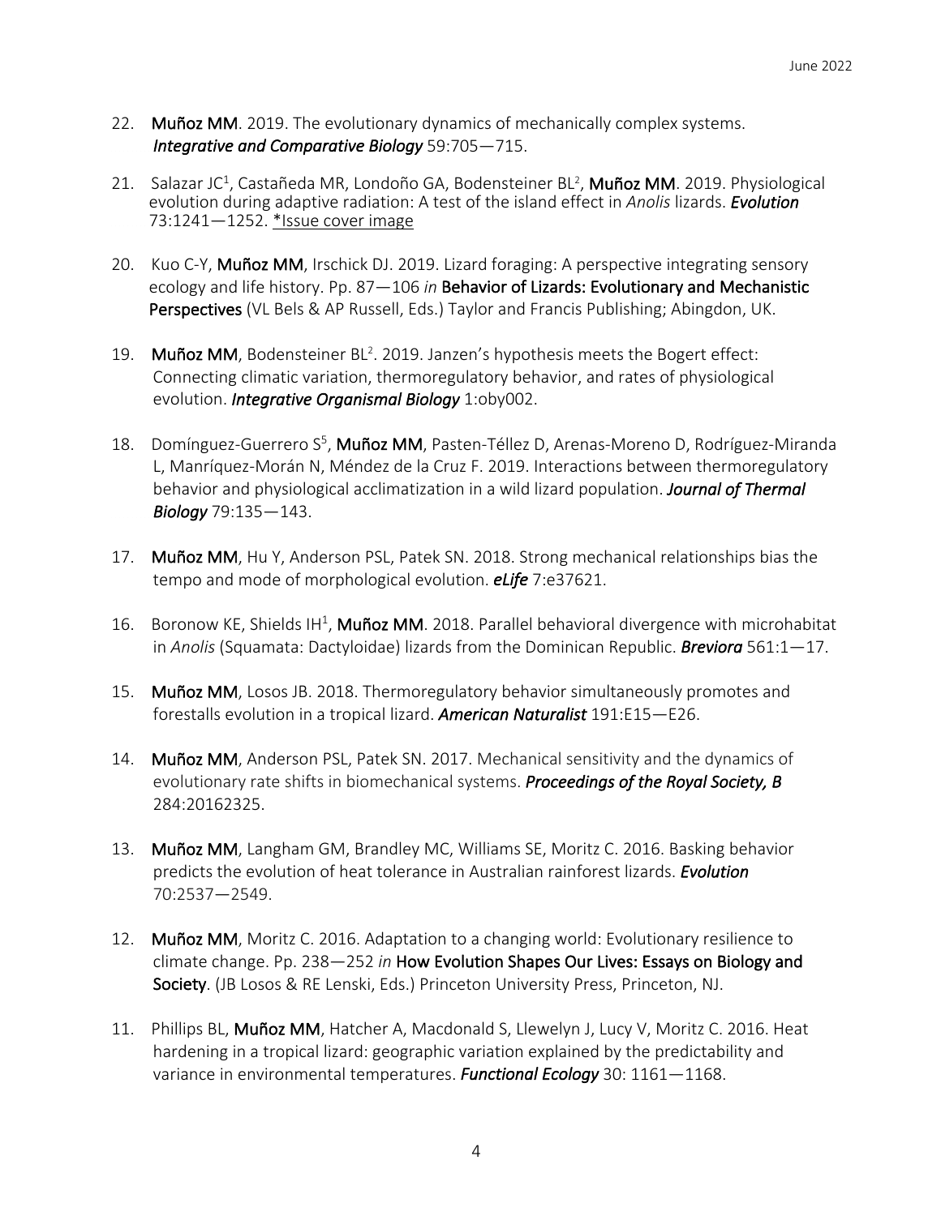22. **Muñoz MM**. 2019. The evolutionary dynamics of mechanically complex systems. ***Integrative and Comparative Biology*** 59:705—715.

21. Salazar JC[1], Castañeda MR, Londoño GA, Bodensteiner BL[2], **Muñoz MM**. 2019. Physiological evolution during adaptive radiation: A test of the island effect in *Anolis* lizards. ***Evolution*** 73:1241—1252. *Issue cover image

20. Kuo C-Y, **Muñoz MM**, Irschick DJ. 2019. Lizard foraging: A perspective integrating sensory ecology and life history. Pp. 87—106 *in* **Behavior of Lizards: Evolutionary and Mechanistic Perspectives** (VL Bels & AP Russell, Eds.) Taylor and Francis Publishing; Abingdon, UK.

19. **Muñoz MM**, Bodensteiner BL[2]. 2019. Janzen's hypothesis meets the Bogert effect: Connecting climatic variation, thermoregulatory behavior, and rates of physiological evolution. ***Integrative Organismal Biology*** 1:oby002.

18. Domínguez-Guerrero S[5], **Muñoz MM**, Pasten-Téllez D, Arenas-Moreno D, Rodríguez-Miranda L, Manríquez-Morán N, Méndez de la Cruz F. 2019. Interactions between thermoregulatory behavior and physiological acclimatization in a wild lizard population. ***Journal of Thermal Biology*** 79:135—143.

17. **Muñoz MM**, Hu Y, Anderson PSL, Patek SN. 2018. Strong mechanical relationships bias the tempo and mode of morphological evolution. ***eLife*** 7:e37621.

16. Boronow KE, Shields IH[1], **Muñoz MM**. 2018. Parallel behavioral divergence with microhabitat in *Anolis* (Squamata: Dactyloidae) lizards from the Dominican Republic. ***Breviora*** 561:1—17.

15. **Muñoz MM**, Losos JB. 2018. Thermoregulatory behavior simultaneously promotes and forestalls evolution in a tropical lizard. ***American Naturalist*** 191:E15—E26.

14. **Muñoz MM**, Anderson PSL, Patek SN. 2017. Mechanical sensitivity and the dynamics of evolutionary rate shifts in biomechanical systems. ***Proceedings of the Royal Society, B*** 284:20162325.

13. **Muñoz MM**, Langham GM, Brandley MC, Williams SE, Moritz C. 2016. Basking behavior predicts the evolution of heat tolerance in Australian rainforest lizards. ***Evolution*** 70:2537—2549.

12. **Muñoz MM**, Moritz C. 2016. Adaptation to a changing world: Evolutionary resilience to climate change. Pp. 238—252 *in* **How Evolution Shapes Our Lives: Essays on Biology and Society**. (JB Losos & RE Lenski, Eds.) Princeton University Press, Princeton, NJ.

11. Phillips BL, **Muñoz MM**, Hatcher A, Macdonald S, Llewelyn J, Lucy V, Moritz C. 2016. Heat hardening in a tropical lizard: geographic variation explained by the predictability and variance in environmental temperatures. ***Functional Ecology*** 30: 1161—1168.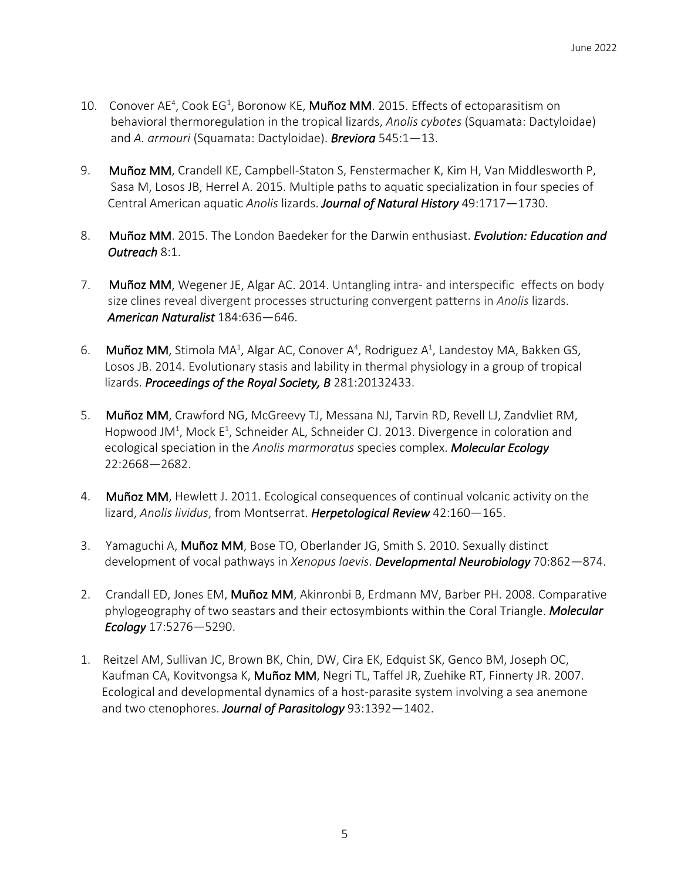10. Conover AE[4], Cook EG[1], Boronow KE, **Muñoz MM**. 2015. Effects of ectoparasitism on behavioral thermoregulation in the tropical lizards, *Anolis cybotes* (Squamata: Dactyloidae) and *A. armouri* (Squamata: Dactyloidae). ***Breviora*** 545:1—13.

9. **Muñoz MM**, Crandell KE, Campbell-Staton S, Fenstermacher K, Kim H, Van Middlesworth P, Sasa M, Losos JB, Herrel A. 2015. Multiple paths to aquatic specialization in four species of Central American aquatic *Anolis* lizards. ***Journal of Natural History*** 49:1717—1730.

8. **Muñoz MM**. 2015. The London Baedeker for the Darwin enthusiast. ***Evolution: Education and Outreach*** 8:1.

7. **Muñoz MM**, Wegener JE, Algar AC. 2014. Untangling intra- and interspecific effects on body size clines reveal divergent processes structuring convergent patterns in *Anolis* lizards. ***American Naturalist*** 184:636—646.

6. **Muñoz MM**, Stimola MA[1], Algar AC, Conover A[4], Rodriguez A[1], Landestoy MA, Bakken GS, Losos JB. 2014. Evolutionary stasis and lability in thermal physiology in a group of tropical lizards. ***Proceedings of the Royal Society, B*** 281:20132433.

5. **Muñoz MM**, Crawford NG, McGreevy TJ, Messana NJ, Tarvin RD, Revell LJ, Zandvliet RM, Hopwood JM[1], Mock E[1], Schneider AL, Schneider CJ. 2013. Divergence in coloration and ecological speciation in the *Anolis marmoratus* species complex. ***Molecular Ecology*** 22:2668—2682.

4. **Muñoz MM**, Hewlett J. 2011. Ecological consequences of continual volcanic activity on the lizard, *Anolis lividus*, from Montserrat. ***Herpetological Review*** 42:160—165.

3. Yamaguchi A, **Muñoz MM**, Bose TO, Oberlander JG, Smith S. 2010. Sexually distinct development of vocal pathways in *Xenopus laevis*. ***Developmental Neurobiology*** 70:862—874.

2. Crandall ED, Jones EM, **Muñoz MM**, Akinronbi B, Erdmann MV, Barber PH. 2008. Comparative phylogeography of two seastars and their ectosymbionts within the Coral Triangle. ***Molecular Ecology*** 17:5276—5290.

1. Reitzel AM, Sullivan JC, Brown BK, Chin, DW, Cira EK, Edquist SK, Genco BM, Joseph OC, Kaufman CA, Kovitvongsa K, **Muñoz MM**, Negri TL, Taffel JR, Zuehike RT, Finnerty JR. 2007. Ecological and developmental dynamics of a host-parasite system involving a sea anemone and two ctenophores. ***Journal of Parasitology*** 93:1392—1402.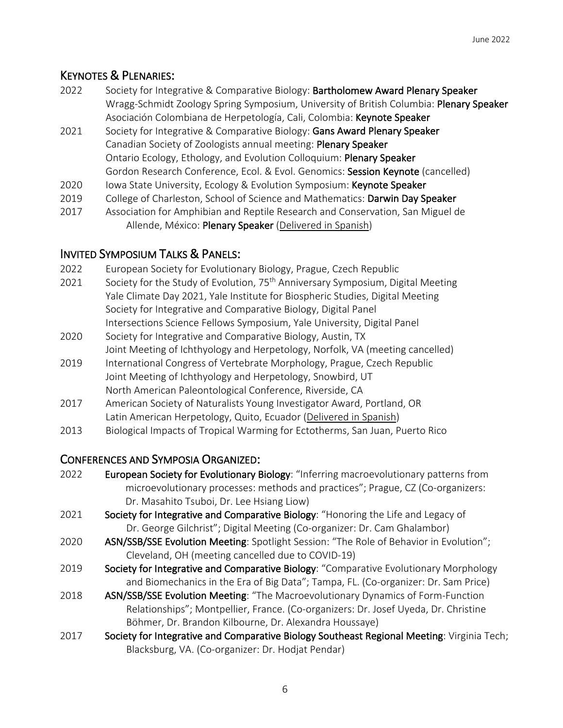## KEYNOTES & PLENARIES:

2022 Society for Integrative & Comparative Biology: **Bartholomew Award Plenary Speaker**
Wragg-Schmidt Zoology Spring Symposium, University of British Columbia: **Plenary Speaker**
Asociación Colombiana de Herpetología, Cali, Colombia: **Keynote Speaker**

2021 Society for Integrative & Comparative Biology: **Gans Award Plenary Speaker**
Canadian Society of Zoologists annual meeting: **Plenary Speaker**
Ontario Ecology, Ethology, and Evolution Colloquium: **Plenary Speaker**
Gordon Research Conference, Ecol. & Evol. Genomics: **Session Keynote** (cancelled)

2020 Iowa State University, Ecology & Evolution Symposium: **Keynote Speaker**

2019 College of Charleston, School of Science and Mathematics: **Darwin Day Speaker**

2017 Association for Amphibian and Reptile Research and Conservation, San Miguel de Allende, México: **Plenary Speaker** (Delivered in Spanish)

## INVITED SYMPOSIUM TALKS & PANELS:

2022 European Society for Evolutionary Biology, Prague, Czech Republic

2021 Society for the Study of Evolution, 75th Anniversary Symposium, Digital Meeting
Yale Climate Day 2021, Yale Institute for Biospheric Studies, Digital Meeting
Society for Integrative and Comparative Biology, Digital Panel
Intersections Science Fellows Symposium, Yale University, Digital Panel

2020 Society for Integrative and Comparative Biology, Austin, TX
Joint Meeting of Ichthyology and Herpetology, Norfolk, VA (meeting cancelled)

2019 International Congress of Vertebrate Morphology, Prague, Czech Republic
Joint Meeting of Ichthyology and Herpetology, Snowbird, UT
North American Paleontological Conference, Riverside, CA

2017 American Society of Naturalists Young Investigator Award, Portland, OR
Latin American Herpetology, Quito, Ecuador (Delivered in Spanish)

2013 Biological Impacts of Tropical Warming for Ectotherms, San Juan, Puerto Rico

## CONFERENCES AND SYMPOSIA ORGANIZED:

2022 **European Society for Evolutionary Biology**: "Inferring macroevolutionary patterns from microevolutionary processes: methods and practices"; Prague, CZ (Co-organizers: Dr. Masahito Tsuboi, Dr. Lee Hsiang Liow)

2021 **Society for Integrative and Comparative Biology**: "Honoring the Life and Legacy of Dr. George Gilchrist"; Digital Meeting (Co-organizer: Dr. Cam Ghalambor)

2020 **ASN/SSB/SSE Evolution Meeting**: Spotlight Session: "The Role of Behavior in Evolution"; Cleveland, OH (meeting cancelled due to COVID-19)

2019 **Society for Integrative and Comparative Biology**: "Comparative Evolutionary Morphology and Biomechanics in the Era of Big Data"; Tampa, FL. (Co-organizer: Dr. Sam Price)

2018 **ASN/SSB/SSE Evolution Meeting**: "The Macroevolutionary Dynamics of Form-Function Relationships"; Montpellier, France. (Co-organizers: Dr. Josef Uyeda, Dr. Christine Böhmer, Dr. Brandon Kilbourne, Dr. Alexandra Houssaye)

2017 **Society for Integrative and Comparative Biology Southeast Regional Meeting**: Virginia Tech; Blacksburg, VA. (Co-organizer: Dr. Hodjat Pendar)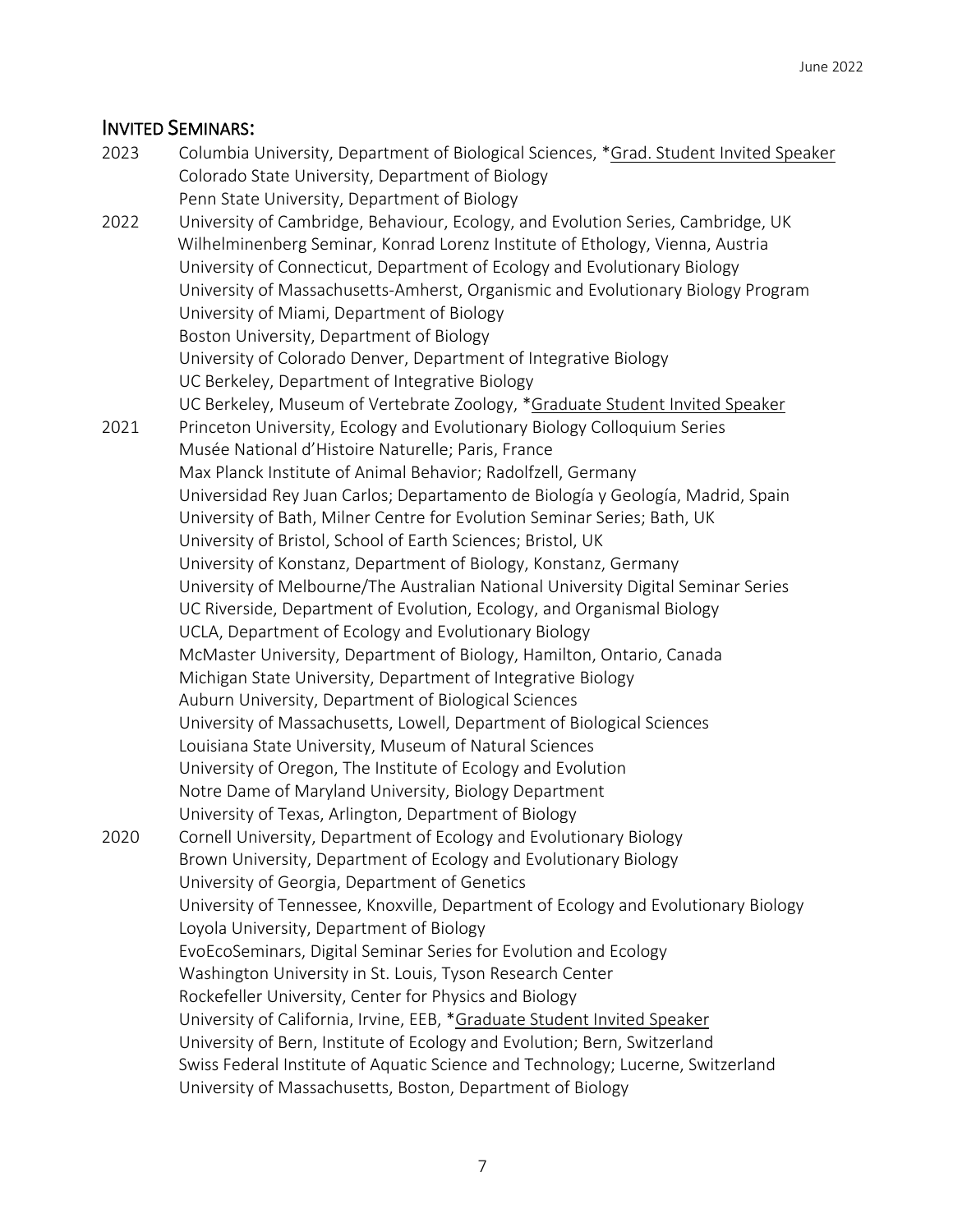## INVITED SEMINARS:

2023 Columbia University, Department of Biological Sciences, *Grad. Student Invited Speaker
Colorado State University, Department of Biology
Penn State University, Department of Biology

2022 University of Cambridge, Behaviour, Ecology, and Evolution Series, Cambridge, UK
Wilhelminenberg Seminar, Konrad Lorenz Institute of Ethology, Vienna, Austria
University of Connecticut, Department of Ecology and Evolutionary Biology
University of Massachusetts-Amherst, Organismic and Evolutionary Biology Program
University of Miami, Department of Biology
Boston University, Department of Biology
University of Colorado Denver, Department of Integrative Biology
UC Berkeley, Department of Integrative Biology
UC Berkeley, Museum of Vertebrate Zoology, *Graduate Student Invited Speaker

2021 Princeton University, Ecology and Evolutionary Biology Colloquium Series
Musée National d'Histoire Naturelle; Paris, France
Max Planck Institute of Animal Behavior; Radolfzell, Germany
Universidad Rey Juan Carlos; Departamento de Biología y Geología, Madrid, Spain
University of Bath, Milner Centre for Evolution Seminar Series; Bath, UK
University of Bristol, School of Earth Sciences; Bristol, UK
University of Konstanz, Department of Biology, Konstanz, Germany
University of Melbourne/The Australian National University Digital Seminar Series
UC Riverside, Department of Evolution, Ecology, and Organismal Biology
UCLA, Department of Ecology and Evolutionary Biology
McMaster University, Department of Biology, Hamilton, Ontario, Canada
Michigan State University, Department of Integrative Biology
Auburn University, Department of Biological Sciences
University of Massachusetts, Lowell, Department of Biological Sciences
Louisiana State University, Museum of Natural Sciences
University of Oregon, The Institute of Ecology and Evolution
Notre Dame of Maryland University, Biology Department
University of Texas, Arlington, Department of Biology

2020 Cornell University, Department of Ecology and Evolutionary Biology
Brown University, Department of Ecology and Evolutionary Biology
University of Georgia, Department of Genetics
University of Tennessee, Knoxville, Department of Ecology and Evolutionary Biology
Loyola University, Department of Biology
EvoEcoSeminars, Digital Seminar Series for Evolution and Ecology
Washington University in St. Louis, Tyson Research Center
Rockefeller University, Center for Physics and Biology
University of California, Irvine, EEB, *Graduate Student Invited Speaker
University of Bern, Institute of Ecology and Evolution; Bern, Switzerland
Swiss Federal Institute of Aquatic Science and Technology; Lucerne, Switzerland
University of Massachusetts, Boston, Department of Biology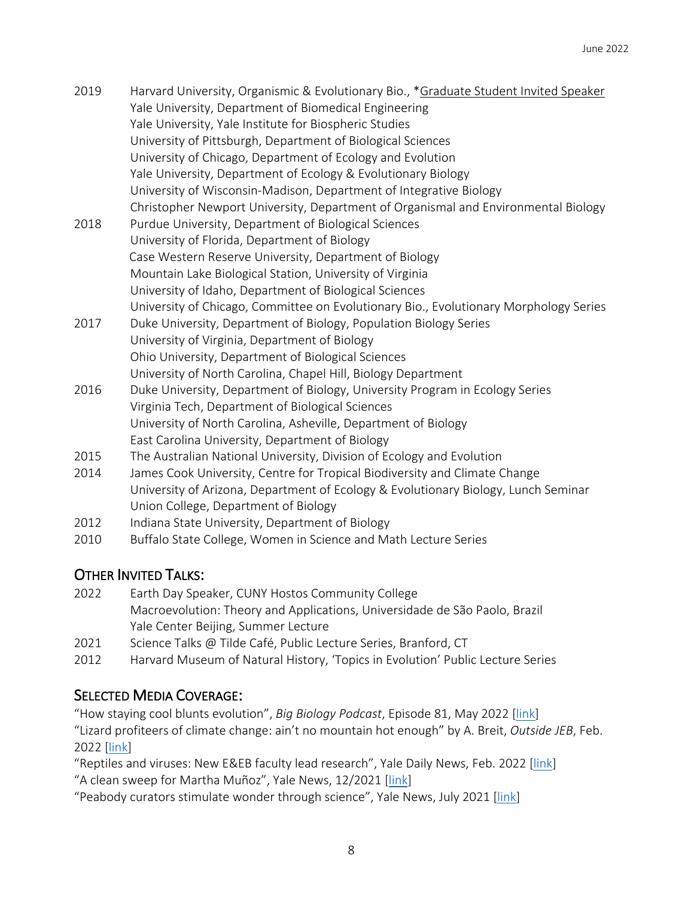2019 Harvard University, Organismic & Evolutionary Bio., *Graduate Student Invited Speaker
Yale University, Department of Biomedical Engineering
Yale University, Yale Institute for Biospheric Studies
University of Pittsburgh, Department of Biological Sciences
University of Chicago, Department of Ecology and Evolution
Yale University, Department of Ecology & Evolutionary Biology
University of Wisconsin-Madison, Department of Integrative Biology
Christopher Newport University, Department of Organismal and Environmental Biology

2018 Purdue University, Department of Biological Sciences
University of Florida, Department of Biology
Case Western Reserve University, Department of Biology
Mountain Lake Biological Station, University of Virginia
University of Idaho, Department of Biological Sciences
University of Chicago, Committee on Evolutionary Bio., Evolutionary Morphology Series

2017 Duke University, Department of Biology, Population Biology Series
University of Virginia, Department of Biology
Ohio University, Department of Biological Sciences
University of North Carolina, Chapel Hill, Biology Department

2016 Duke University, Department of Biology, University Program in Ecology Series
Virginia Tech, Department of Biological Sciences
University of North Carolina, Asheville, Department of Biology
East Carolina University, Department of Biology

2015 The Australian National University, Division of Ecology and Evolution

2014 James Cook University, Centre for Tropical Biodiversity and Climate Change
University of Arizona, Department of Ecology & Evolutionary Biology, Lunch Seminar
Union College, Department of Biology

2012 Indiana State University, Department of Biology

2010 Buffalo State College, Women in Science and Math Lecture Series

## Other Invited Talks:

2022 Earth Day Speaker, CUNY Hostos Community College
Macroevolution: Theory and Applications, Universidade de São Paolo, Brazil
Yale Center Beijing, Summer Lecture

2021 Science Talks @ Tilde Café, Public Lecture Series, Branford, CT

2012 Harvard Museum of Natural History, 'Topics in Evolution' Public Lecture Series

## Selected Media Coverage:

"How staying cool blunts evolution", *Big Biology Podcast*, Episode 81, May 2022 [link]

"Lizard profiteers of climate change: ain't no mountain hot enough" by A. Breit, *Outside JEB*, Feb. 2022 [link]

"Reptiles and viruses: New E&EB faculty lead research", Yale Daily News, Feb. 2022 [link]

"A clean sweep for Martha Muñoz", Yale News, 12/2021 [link]

"Peabody curators stimulate wonder through science", Yale News, July 2021 [link]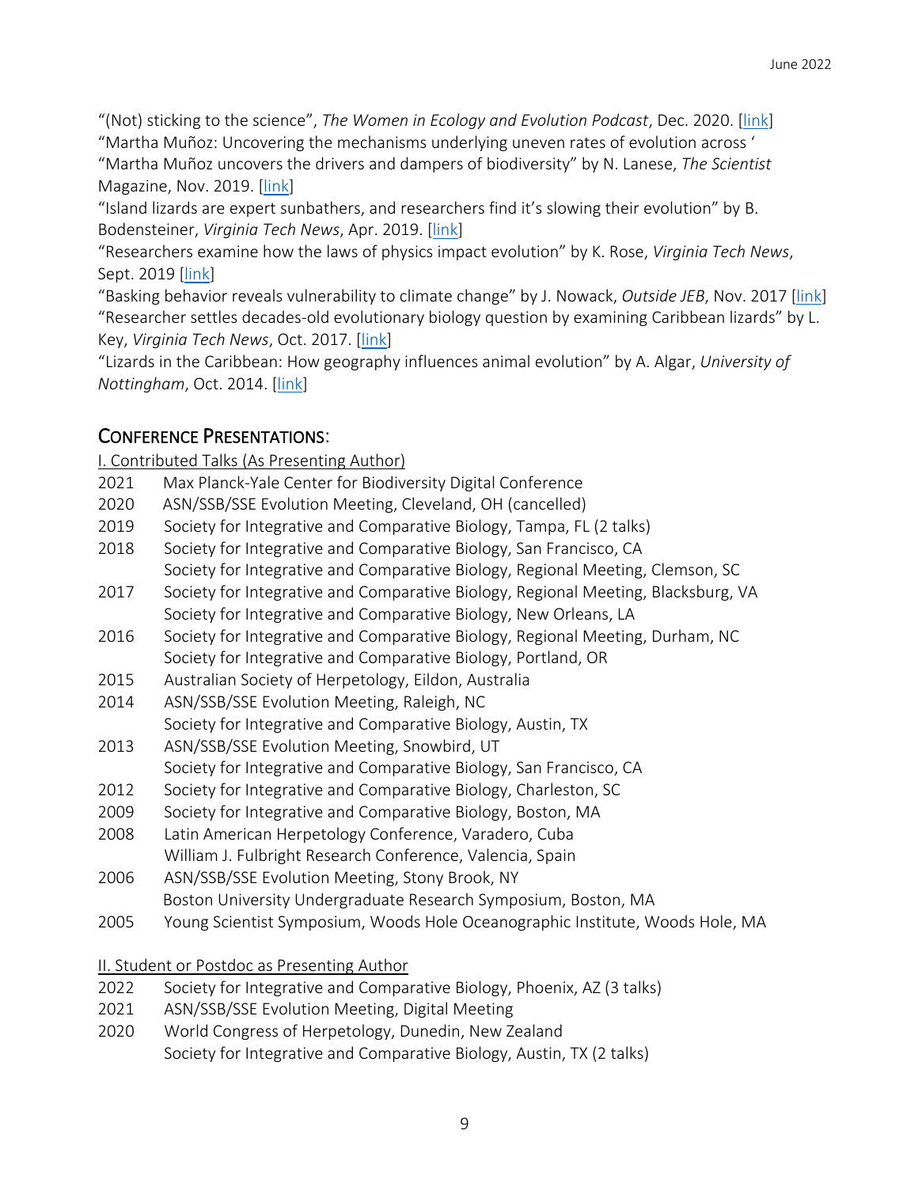"(Not) sticking to the science", *The Women in Ecology and Evolution Podcast*, Dec. 2020. [link]
"Martha Muñoz: Uncovering the mechanisms underlying uneven rates of evolution across '
"Martha Muñoz uncovers the drivers and dampers of biodiversity" by N. Lanese, *The Scientist* Magazine, Nov. 2019. [link]
"Island lizards are expert sunbathers, and researchers find it's slowing their evolution" by B. Bodensteiner, *Virginia Tech News*, Apr. 2019. [link]
"Researchers examine how the laws of physics impact evolution" by K. Rose, *Virginia Tech News*, Sept. 2019 [link]
"Basking behavior reveals vulnerability to climate change" by J. Nowack, *Outside JEB*, Nov. 2017 [link]
"Researcher settles decades-old evolutionary biology question by examining Caribbean lizards" by L. Key, *Virginia Tech News*, Oct. 2017. [link]
"Lizards in the Caribbean: How geography influences animal evolution" by A. Algar, *University of Nottingham*, Oct. 2014. [link]

## CONFERENCE PRESENTATIONS:

I. Contributed Talks (As Presenting Author)

2021 Max Planck-Yale Center for Biodiversity Digital Conference
2020 ASN/SSB/SSE Evolution Meeting, Cleveland, OH (cancelled)
2019 Society for Integrative and Comparative Biology, Tampa, FL (2 talks)
2018 Society for Integrative and Comparative Biology, San Francisco, CA
Society for Integrative and Comparative Biology, Regional Meeting, Clemson, SC
2017 Society for Integrative and Comparative Biology, Regional Meeting, Blacksburg, VA
Society for Integrative and Comparative Biology, New Orleans, LA
2016 Society for Integrative and Comparative Biology, Regional Meeting, Durham, NC
Society for Integrative and Comparative Biology, Portland, OR
2015 Australian Society of Herpetology, Eildon, Australia
2014 ASN/SSB/SSE Evolution Meeting, Raleigh, NC
Society for Integrative and Comparative Biology, Austin, TX
2013 ASN/SSB/SSE Evolution Meeting, Snowbird, UT
Society for Integrative and Comparative Biology, San Francisco, CA
2012 Society for Integrative and Comparative Biology, Charleston, SC
2009 Society for Integrative and Comparative Biology, Boston, MA
2008 Latin American Herpetology Conference, Varadero, Cuba
William J. Fulbright Research Conference, Valencia, Spain
2006 ASN/SSB/SSE Evolution Meeting, Stony Brook, NY
Boston University Undergraduate Research Symposium, Boston, MA
2005 Young Scientist Symposium, Woods Hole Oceanographic Institute, Woods Hole, MA

II. Student or Postdoc as Presenting Author

2022 Society for Integrative and Comparative Biology, Phoenix, AZ (3 talks)
2021 ASN/SSB/SSE Evolution Meeting, Digital Meeting
2020 World Congress of Herpetology, Dunedin, New Zealand
Society for Integrative and Comparative Biology, Austin, TX (2 talks)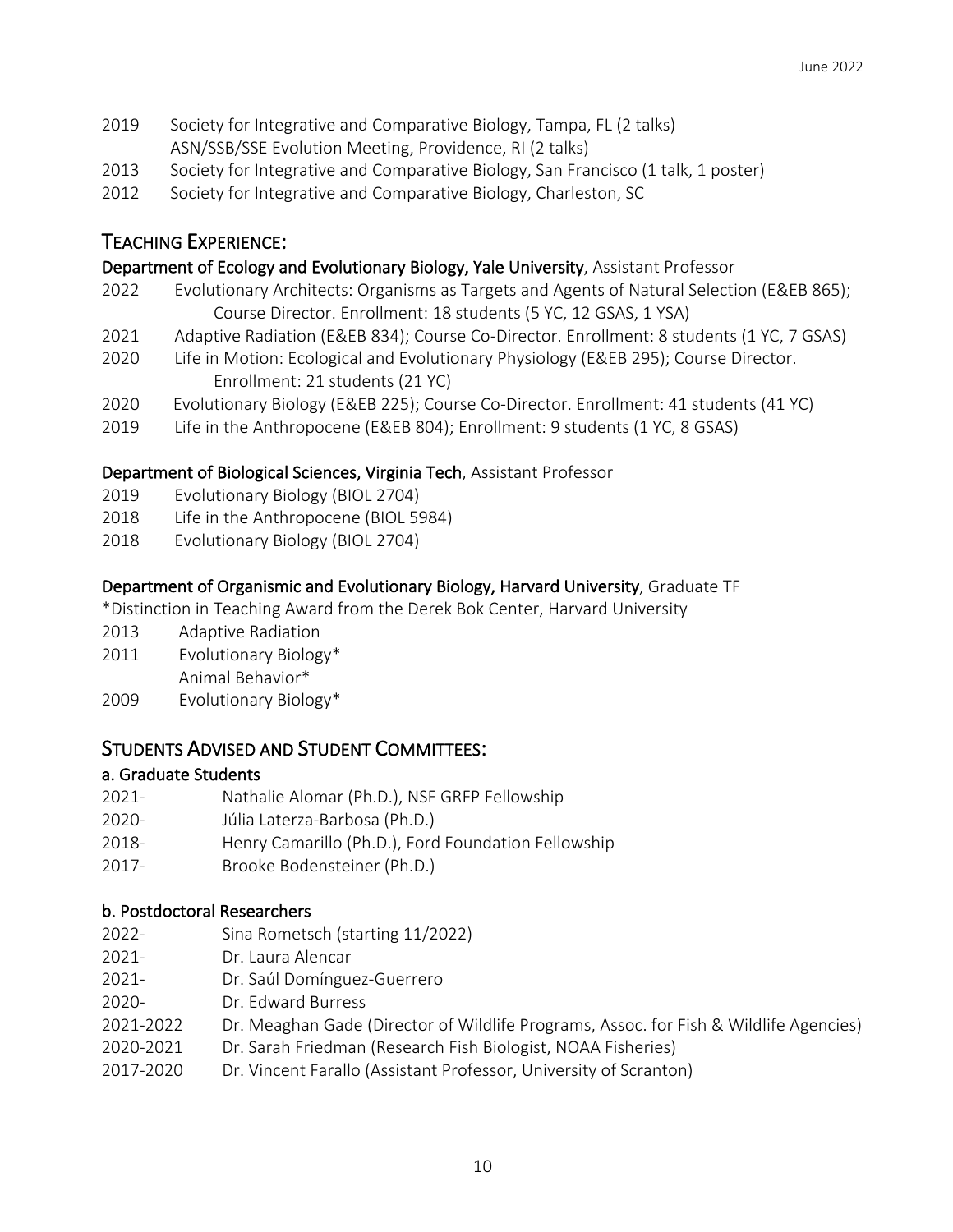2019 Society for Integrative and Comparative Biology, Tampa, FL (2 talks)
ASN/SSB/SSE Evolution Meeting, Providence, RI (2 talks)

2013 Society for Integrative and Comparative Biology, San Francisco (1 talk, 1 poster)

2012 Society for Integrative and Comparative Biology, Charleston, SC

## TEACHING EXPERIENCE:

**Department of Ecology and Evolutionary Biology, Yale University**, Assistant Professor

2022 Evolutionary Architects: Organisms as Targets and Agents of Natural Selection (E&EB 865); Course Director. Enrollment: 18 students (5 YC, 12 GSAS, 1 YSA)

2021 Adaptive Radiation (E&EB 834); Course Co-Director. Enrollment: 8 students (1 YC, 7 GSAS)

2020 Life in Motion: Ecological and Evolutionary Physiology (E&EB 295); Course Director. Enrollment: 21 students (21 YC)

2020 Evolutionary Biology (E&EB 225); Course Co-Director. Enrollment: 41 students (41 YC)

2019 Life in the Anthropocene (E&EB 804); Enrollment: 9 students (1 YC, 8 GSAS)

**Department of Biological Sciences, Virginia Tech**, Assistant Professor

2019 Evolutionary Biology (BIOL 2704)

2018 Life in the Anthropocene (BIOL 5984)

2018 Evolutionary Biology (BIOL 2704)

**Department of Organismic and Evolutionary Biology, Harvard University**, Graduate TF

*Distinction in Teaching Award from the Derek Bok Center, Harvard University

2013 Adaptive Radiation

2011 Evolutionary Biology*
Animal Behavior*

2009 Evolutionary Biology*

## STUDENTS ADVISED AND STUDENT COMMITTEES:

### a. Graduate Students

2021- Nathalie Alomar (Ph.D.), NSF GRFP Fellowship

2020- Júlia Laterza-Barbosa (Ph.D.)

2018- Henry Camarillo (Ph.D.), Ford Foundation Fellowship

2017- Brooke Bodensteiner (Ph.D.)

### b. Postdoctoral Researchers

2022- Sina Rometsch (starting 11/2022)

2021- Dr. Laura Alencar

2021- Dr. Saúl Domínguez-Guerrero

2020- Dr. Edward Burress

2021-2022 Dr. Meaghan Gade (Director of Wildlife Programs, Assoc. for Fish & Wildlife Agencies)

2020-2021 Dr. Sarah Friedman (Research Fish Biologist, NOAA Fisheries)

2017-2020 Dr. Vincent Farallo (Assistant Professor, University of Scranton)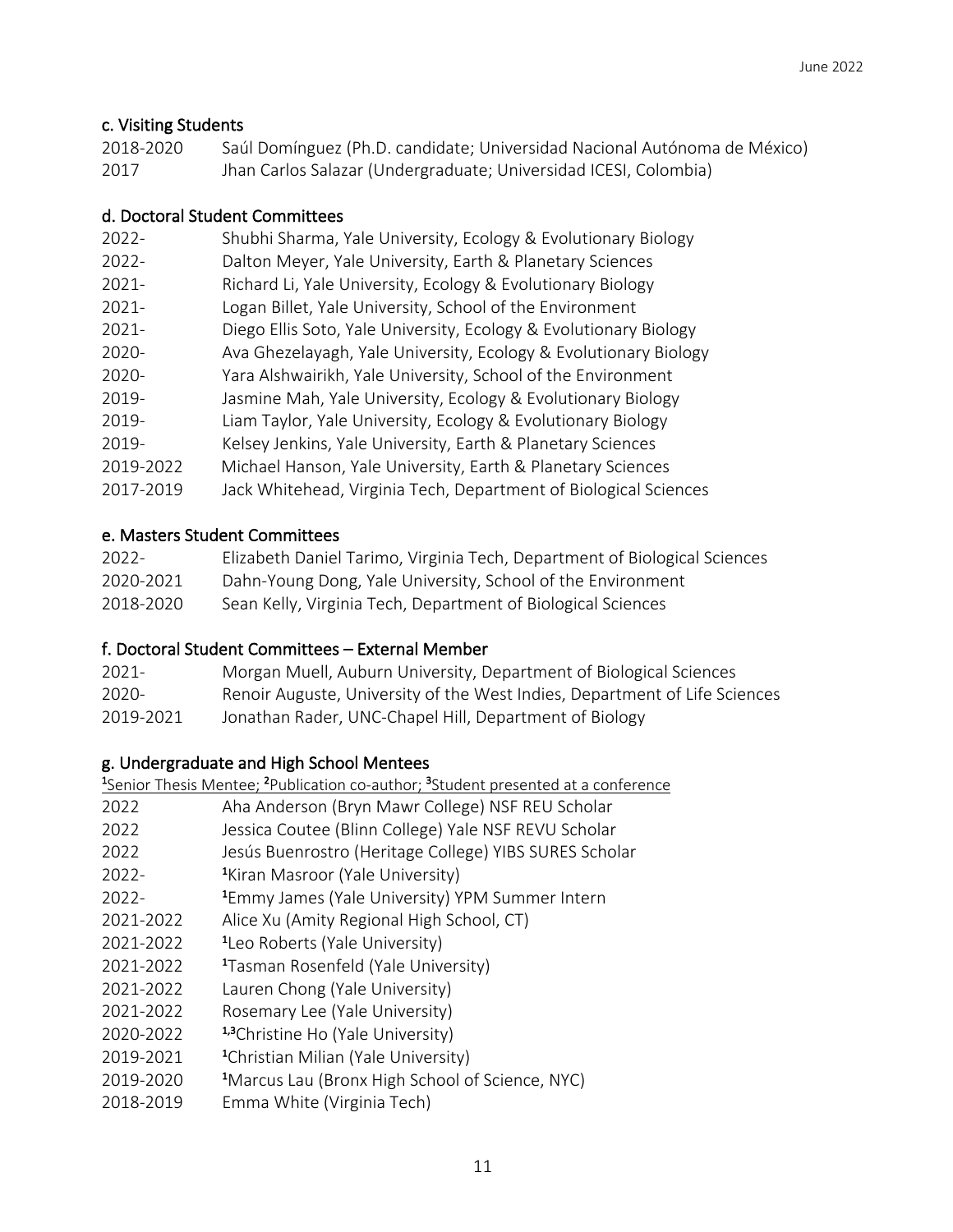### c. Visiting Students

2018-2020 Saúl Domínguez (Ph.D. candidate; Universidad Nacional Autónoma de México)
2017 Jhan Carlos Salazar (Undergraduate; Universidad ICESI, Colombia)

### d. Doctoral Student Committees

2022- Shubhi Sharma, Yale University, Ecology & Evolutionary Biology
2022- Dalton Meyer, Yale University, Earth & Planetary Sciences
2021- Richard Li, Yale University, Ecology & Evolutionary Biology
2021- Logan Billet, Yale University, School of the Environment
2021- Diego Ellis Soto, Yale University, Ecology & Evolutionary Biology
2020- Ava Ghezelayagh, Yale University, Ecology & Evolutionary Biology
2020- Yara Alshwairikh, Yale University, School of the Environment
2019- Jasmine Mah, Yale University, Ecology & Evolutionary Biology
2019- Liam Taylor, Yale University, Ecology & Evolutionary Biology
2019- Kelsey Jenkins, Yale University, Earth & Planetary Sciences
2019-2022 Michael Hanson, Yale University, Earth & Planetary Sciences
2017-2019 Jack Whitehead, Virginia Tech, Department of Biological Sciences

### e. Masters Student Committees

2022- Elizabeth Daniel Tarimo, Virginia Tech, Department of Biological Sciences
2020-2021 Dahn-Young Dong, Yale University, School of the Environment
2018-2020 Sean Kelly, Virginia Tech, Department of Biological Sciences

### f. Doctoral Student Committees – External Member

2021- Morgan Muell, Auburn University, Department of Biological Sciences
2020- Renoir Auguste, University of the West Indies, Department of Life Sciences
2019-2021 Jonathan Rader, UNC-Chapel Hill, Department of Biology

### g. Undergraduate and High School Mentees

[1]Senior Thesis Mentee; [2]Publication co-author; [3]Student presented at a conference

2022 Aha Anderson (Bryn Mawr College) NSF REU Scholar
2022 Jessica Coutee (Blinn College) Yale NSF REVU Scholar
2022 Jesús Buenrostro (Heritage College) YIBS SURES Scholar
2022- [1]Kiran Masroor (Yale University)
2022- [1]Emmy James (Yale University) YPM Summer Intern
2021-2022 Alice Xu (Amity Regional High School, CT)
2021-2022 [1]Leo Roberts (Yale University)
2021-2022 [1]Tasman Rosenfeld (Yale University)
2021-2022 Lauren Chong (Yale University)
2021-2022 Rosemary Lee (Yale University)
2020-2022 [1,3]Christine Ho (Yale University)
2019-2021 [1]Christian Milian (Yale University)
2019-2020 [1]Marcus Lau (Bronx High School of Science, NYC)
2018-2019 Emma White (Virginia Tech)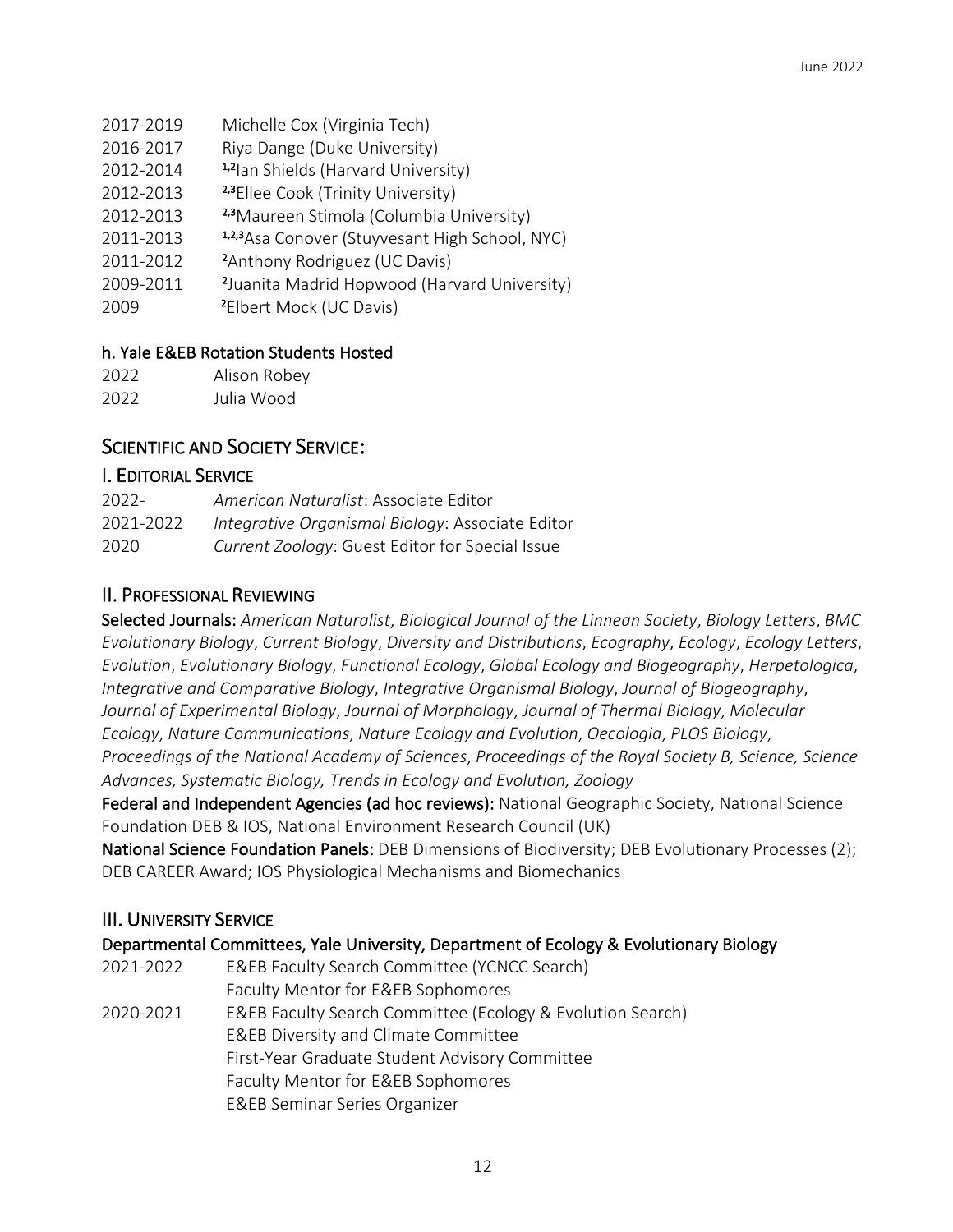2017-2019 Michelle Cox (Virginia Tech)
2016-2017 Riya Dange (Duke University)
2012-2014 [1,2]Ian Shields (Harvard University)
2012-2013 [2,3]Ellee Cook (Trinity University)
2012-2013 [2,3]Maureen Stimola (Columbia University)
2011-2013 [1,2,3]Asa Conover (Stuyvesant High School, NYC)
2011-2012 [2]Anthony Rodriguez (UC Davis)
2009-2011 [2]Juanita Madrid Hopwood (Harvard University)
2009 [2]Elbert Mock (UC Davis)

### h. Yale E&EB Rotation Students Hosted

2022 Alison Robey
2022 Julia Wood

## Scientific and Society Service:

### I. Editorial Service

2022- *American Naturalist*: Associate Editor
2021-2022 *Integrative Organismal Biology*: Associate Editor
2020 *Current Zoology*: Guest Editor for Special Issue

### II. Professional Reviewing

**Selected Journals:** *American Naturalist*, *Biological Journal of the Linnean Society*, *Biology Letters*, *BMC Evolutionary Biology*, *Current Biology*, *Diversity and Distributions*, *Ecography*, *Ecology*, *Ecology Letters*, *Evolution*, *Evolutionary Biology*, *Functional Ecology*, *Global Ecology and Biogeography*, *Herpetologica*, *Integrative and Comparative Biology*, *Integrative Organismal Biology*, *Journal of Biogeography*, *Journal of Experimental Biology*, *Journal of Morphology*, *Journal of Thermal Biology*, *Molecular Ecology*, *Nature Communications*, *Nature Ecology and Evolution*, *Oecologia*, *PLOS Biology*, *Proceedings of the National Academy of Sciences*, *Proceedings of the Royal Society B, Science, Science Advances, Systematic Biology, Trends in Ecology and Evolution, Zoology*

**Federal and Independent Agencies (ad hoc reviews):** National Geographic Society, National Science Foundation DEB & IOS, National Environment Research Council (UK)

**National Science Foundation Panels:** DEB Dimensions of Biodiversity; DEB Evolutionary Processes (2); DEB CAREER Award; IOS Physiological Mechanisms and Biomechanics

### III. University Service

**Departmental Committees, Yale University, Department of Ecology & Evolutionary Biology**

2021-2022 E&EB Faculty Search Committee (YCNCC Search)
Faculty Mentor for E&EB Sophomores

2020-2021 E&EB Faculty Search Committee (Ecology & Evolution Search)
E&EB Diversity and Climate Committee
First-Year Graduate Student Advisory Committee
Faculty Mentor for E&EB Sophomores
E&EB Seminar Series Organizer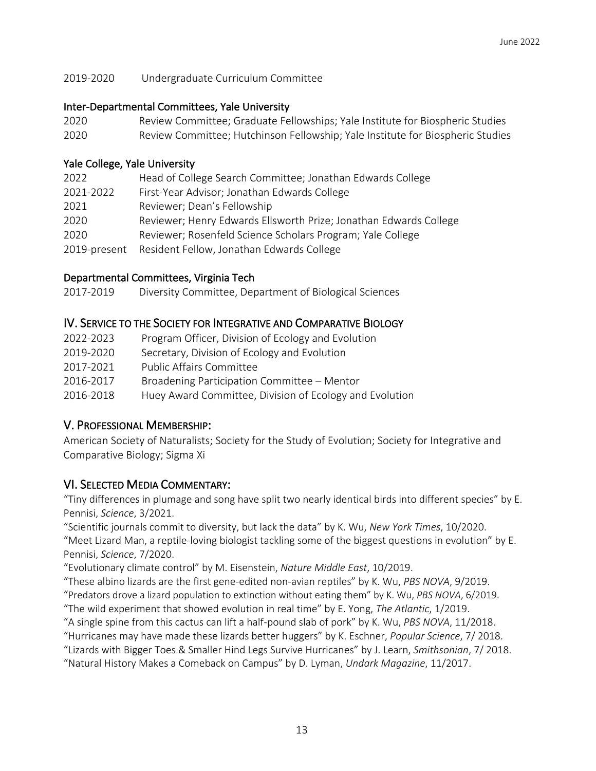2019-2020 Undergraduate Curriculum Committee

### Inter-Departmental Committees, Yale University

2020 Review Committee; Graduate Fellowships; Yale Institute for Biospheric Studies
2020 Review Committee; Hutchinson Fellowship; Yale Institute for Biospheric Studies

### Yale College, Yale University

2022 Head of College Search Committee; Jonathan Edwards College
2021-2022 First-Year Advisor; Jonathan Edwards College
2021 Reviewer; Dean's Fellowship
2020 Reviewer; Henry Edwards Ellsworth Prize; Jonathan Edwards College
2020 Reviewer; Rosenfeld Science Scholars Program; Yale College
2019-present Resident Fellow, Jonathan Edwards College

### Departmental Committees, Virginia Tech

2017-2019 Diversity Committee, Department of Biological Sciences

## IV. Service to the Society for Integrative and Comparative Biology

2022-2023 Program Officer, Division of Ecology and Evolution
2019-2020 Secretary, Division of Ecology and Evolution
2017-2021 Public Affairs Committee
2016-2017 Broadening Participation Committee – Mentor
2016-2018 Huey Award Committee, Division of Ecology and Evolution

## V. Professional Membership:

American Society of Naturalists; Society for the Study of Evolution; Society for Integrative and Comparative Biology; Sigma Xi

## VI. Selected Media Commentary:

"Tiny differences in plumage and song have split two nearly identical birds into different species" by E. Pennisi, *Science*, 3/2021.
"Scientific journals commit to diversity, but lack the data" by K. Wu, *New York Times*, 10/2020.
"Meet Lizard Man, a reptile-loving biologist tackling some of the biggest questions in evolution" by E. Pennisi, *Science*, 7/2020.
"Evolutionary climate control" by M. Eisenstein, *Nature Middle East*, 10/2019.
"These albino lizards are the first gene-edited non-avian reptiles" by K. Wu, *PBS NOVA*, 9/2019.
"Predators drove a lizard population to extinction without eating them" by K. Wu, *PBS NOVA*, 6/2019.
"The wild experiment that showed evolution in real time" by E. Yong, *The Atlantic*, 1/2019.
"A single spine from this cactus can lift a half-pound slab of pork" by K. Wu, *PBS NOVA*, 11/2018.
"Hurricanes may have made these lizards better huggers" by K. Eschner, *Popular Science*, 7/ 2018.
"Lizards with Bigger Toes & Smaller Hind Legs Survive Hurricanes" by J. Learn, *Smithsonian*, 7/ 2018.
"Natural History Makes a Comeback on Campus" by D. Lyman, *Undark Magazine*, 11/2017.